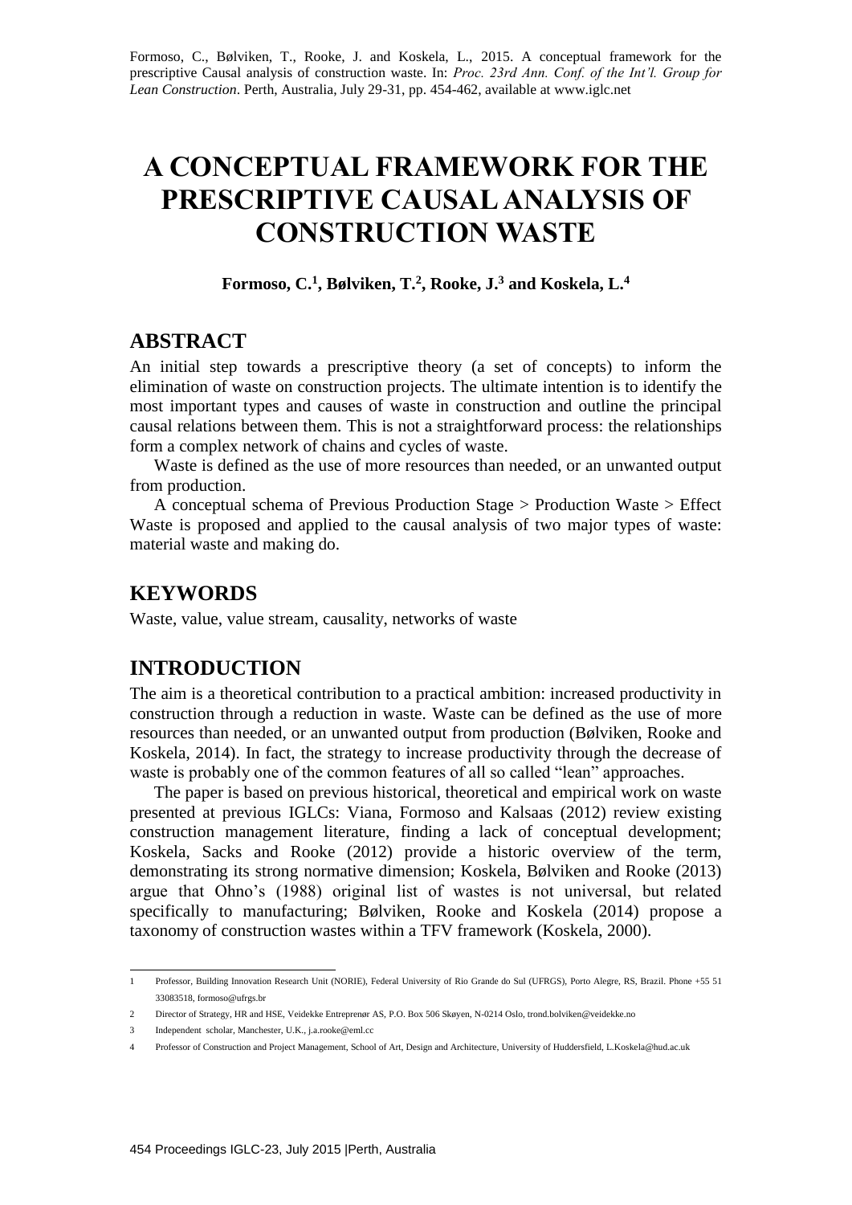Formoso, C., Bølviken, T., Rooke, J. and Koskela, L., 2015. A conceptual framework for the prescriptive Causal analysis of construction waste. In: *Proc. 23rd Ann. Conf. of the Int'l. Group for Lean Construction*. Perth, Australia, July 29-31, pp. 454-462, available at www.iglc.net

# A CONCEPTUAL FRAMEWORK FOR THE PRESCRIPTIVE CAUSAL ANALYSIS OF CONSTRUCTION WASTE

**Formoso, C.[1], Bølviken, T.[2], Rooke, J.[3] and Koskela, L.[4]**

## ABSTRACT

An initial step towards a prescriptive theory (a set of concepts) to inform the elimination of waste on construction projects. The ultimate intention is to identify the most important types and causes of waste in construction and outline the principal causal relations between them. This is not a straightforward process: the relationships form a complex network of chains and cycles of waste.

Waste is defined as the use of more resources than needed, or an unwanted output from production.

A conceptual schema of Previous Production Stage > Production Waste > Effect Waste is proposed and applied to the causal analysis of two major types of waste: material waste and making do.

## KEYWORDS

Waste, value, value stream, causality, networks of waste

## INTRODUCTION

The aim is a theoretical contribution to a practical ambition: increased productivity in construction through a reduction in waste. Waste can be defined as the use of more resources than needed, or an unwanted output from production (Bølviken, Rooke and Koskela, 2014). In fact, the strategy to increase productivity through the decrease of waste is probably one of the common features of all so called "lean" approaches.

The paper is based on previous historical, theoretical and empirical work on waste presented at previous IGLCs: Viana, Formoso and Kalsaas (2012) review existing construction management literature, finding a lack of conceptual development; Koskela, Sacks and Rooke (2012) provide a historic overview of the term, demonstrating its strong normative dimension; Koskela, Bølviken and Rooke (2013) argue that Ohno's (1988) original list of wastes is not universal, but related specifically to manufacturing; Bølviken, Rooke and Koskela (2014) propose a taxonomy of construction wastes within a TFV framework (Koskela, 2000).

---

1 Professor, Building Innovation Research Unit (NORIE), Federal University of Rio Grande do Sul (UFRGS), Porto Alegre, RS, Brazil. Phone +55 51 33083518, formoso@ufrgs.br

2 Director of Strategy, HR and HSE, Veidekke Entreprenør AS, P.O. Box 506 Skøyen, N-0214 Oslo, trond.bolviken@veidekke.no

3 Independent scholar, Manchester, U.K., j.a.rooke@eml.cc

4 Professor of Construction and Project Management, School of Art, Design and Architecture, University of Huddersfield, L.Koskela@hud.ac.uk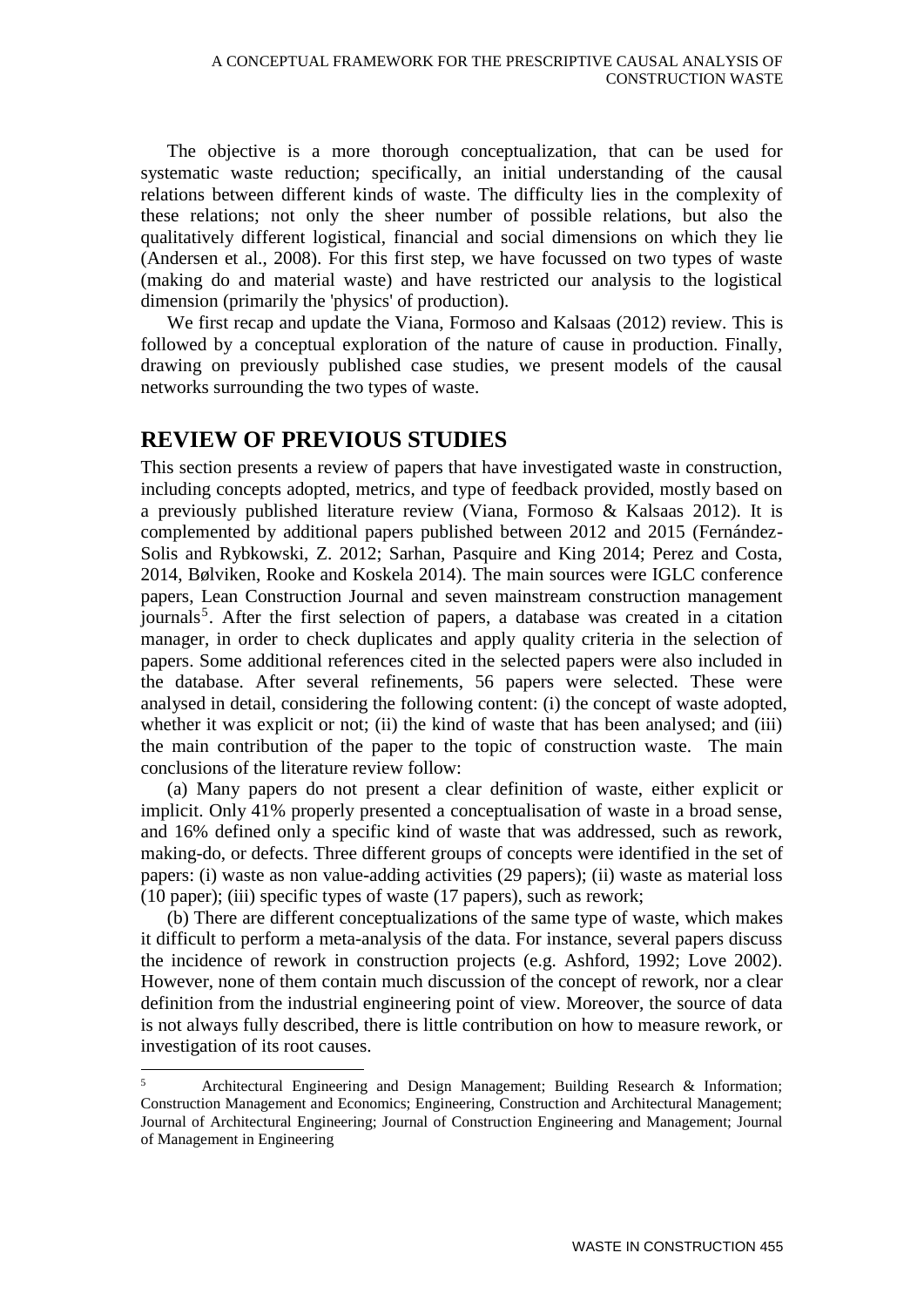The objective is a more thorough conceptualization, that can be used for systematic waste reduction; specifically, an initial understanding of the causal relations between different kinds of waste. The difficulty lies in the complexity of these relations; not only the sheer number of possible relations, but also the qualitatively different logistical, financial and social dimensions on which they lie (Andersen et al., 2008). For this first step, we have focussed on two types of waste (making do and material waste) and have restricted our analysis to the logistical dimension (primarily the 'physics' of production).

We first recap and update the Viana, Formoso and Kalsaas (2012) review. This is followed by a conceptual exploration of the nature of cause in production. Finally, drawing on previously published case studies, we present models of the causal networks surrounding the two types of waste.

## REVIEW OF PREVIOUS STUDIES

This section presents a review of papers that have investigated waste in construction, including concepts adopted, metrics, and type of feedback provided, mostly based on a previously published literature review (Viana, Formoso & Kalsaas 2012). It is complemented by additional papers published between 2012 and 2015 (Fernández-Solis and Rybkowski, Z. 2012; Sarhan, Pasquire and King 2014; Perez and Costa, 2014, Bølviken, Rooke and Koskela 2014). The main sources were IGLC conference papers, Lean Construction Journal and seven mainstream construction management journals[5]. After the first selection of papers, a database was created in a citation manager, in order to check duplicates and apply quality criteria in the selection of papers. Some additional references cited in the selected papers were also included in the database. After several refinements, 56 papers were selected. These were analysed in detail, considering the following content: (i) the concept of waste adopted, whether it was explicit or not; (ii) the kind of waste that has been analysed; and (iii) the main contribution of the paper to the topic of construction waste. The main conclusions of the literature review follow:

(a) Many papers do not present a clear definition of waste, either explicit or implicit. Only 41% properly presented a conceptualisation of waste in a broad sense, and 16% defined only a specific kind of waste that was addressed, such as rework, making-do, or defects. Three different groups of concepts were identified in the set of papers: (i) waste as non value-adding activities (29 papers); (ii) waste as material loss (10 paper); (iii) specific types of waste (17 papers), such as rework;

(b) There are different conceptualizations of the same type of waste, which makes it difficult to perform a meta-analysis of the data. For instance, several papers discuss the incidence of rework in construction projects (e.g. Ashford, 1992; Love 2002). However, none of them contain much discussion of the concept of rework, nor a clear definition from the industrial engineering point of view. Moreover, the source of data is not always fully described, there is little contribution on how to measure rework, or investigation of its root causes.

---

[5] Architectural Engineering and Design Management; Building Research & Information; Construction Management and Economics; Engineering, Construction and Architectural Management; Journal of Architectural Engineering; Journal of Construction Engineering and Management; Journal of Management in Engineering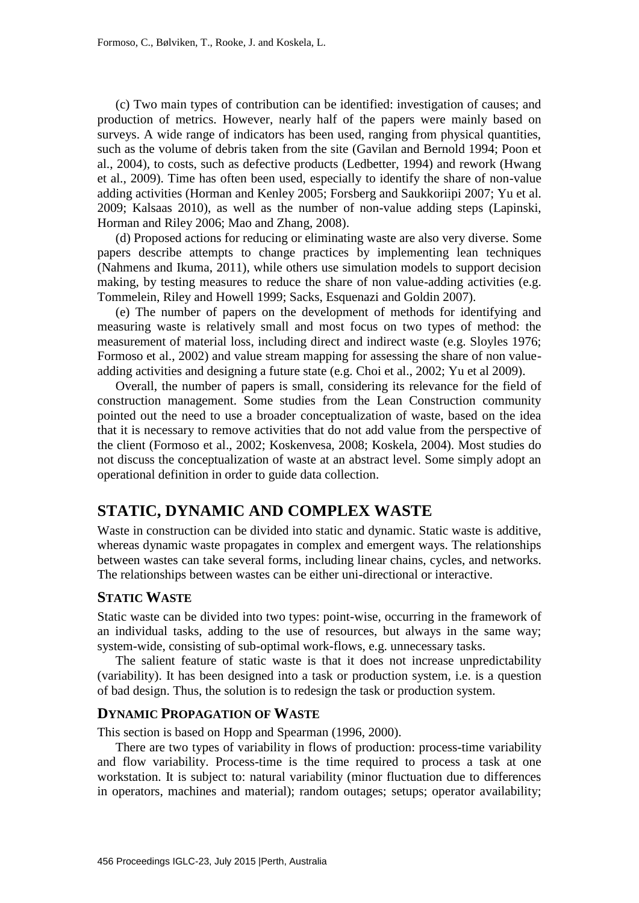(c) Two main types of contribution can be identified: investigation of causes; and production of metrics. However, nearly half of the papers were mainly based on surveys. A wide range of indicators has been used, ranging from physical quantities, such as the volume of debris taken from the site (Gavilan and Bernold 1994; Poon et al., 2004), to costs, such as defective products (Ledbetter, 1994) and rework (Hwang et al., 2009). Time has often been used, especially to identify the share of non-value adding activities (Horman and Kenley 2005; Forsberg and Saukkoriipi 2007; Yu et al. 2009; Kalsaas 2010), as well as the number of non-value adding steps (Lapinski, Horman and Riley 2006; Mao and Zhang, 2008).

(d) Proposed actions for reducing or eliminating waste are also very diverse. Some papers describe attempts to change practices by implementing lean techniques (Nahmens and Ikuma, 2011), while others use simulation models to support decision making, by testing measures to reduce the share of non value-adding activities (e.g. Tommelein, Riley and Howell 1999; Sacks, Esquenazi and Goldin 2007).

(e) The number of papers on the development of methods for identifying and measuring waste is relatively small and most focus on two types of method: the measurement of material loss, including direct and indirect waste (e.g. Sloyles 1976; Formoso et al., 2002) and value stream mapping for assessing the share of non value-adding activities and designing a future state (e.g. Choi et al., 2002; Yu et al 2009).

Overall, the number of papers is small, considering its relevance for the field of construction management. Some studies from the Lean Construction community pointed out the need to use a broader conceptualization of waste, based on the idea that it is necessary to remove activities that do not add value from the perspective of the client (Formoso et al., 2002; Koskenvesa, 2008; Koskela, 2004). Most studies do not discuss the conceptualization of waste at an abstract level. Some simply adopt an operational definition in order to guide data collection.

## STATIC, DYNAMIC AND COMPLEX WASTE

Waste in construction can be divided into static and dynamic. Static waste is additive, whereas dynamic waste propagates in complex and emergent ways. The relationships between wastes can take several forms, including linear chains, cycles, and networks. The relationships between wastes can be either uni-directional or interactive.

### STATIC WASTE

Static waste can be divided into two types: point-wise, occurring in the framework of an individual tasks, adding to the use of resources, but always in the same way; system-wide, consisting of sub-optimal work-flows, e.g. unnecessary tasks.

The salient feature of static waste is that it does not increase unpredictability (variability). It has been designed into a task or production system, i.e. is a question of bad design. Thus, the solution is to redesign the task or production system.

### DYNAMIC PROPAGATION OF WASTE

This section is based on Hopp and Spearman (1996, 2000).

There are two types of variability in flows of production: process-time variability and flow variability. Process-time is the time required to process a task at one workstation. It is subject to: natural variability (minor fluctuation due to differences in operators, machines and material); random outages; setups; operator availability;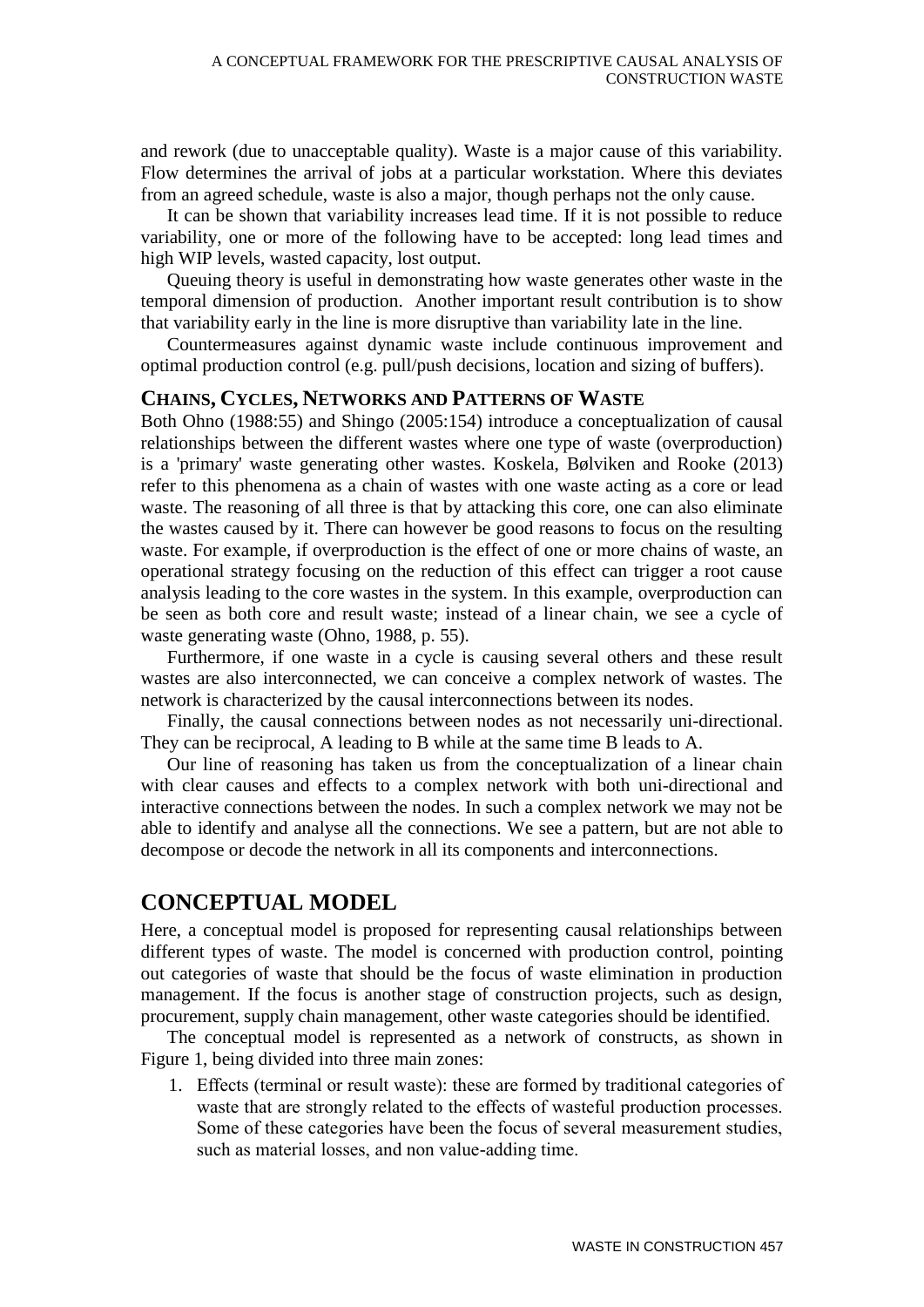and rework (due to unacceptable quality). Waste is a major cause of this variability. Flow determines the arrival of jobs at a particular workstation. Where this deviates from an agreed schedule, waste is also a major, though perhaps not the only cause.

It can be shown that variability increases lead time. If it is not possible to reduce variability, one or more of the following have to be accepted: long lead times and high WIP levels, wasted capacity, lost output.

Queuing theory is useful in demonstrating how waste generates other waste in the temporal dimension of production. Another important result contribution is to show that variability early in the line is more disruptive than variability late in the line.

Countermeasures against dynamic waste include continuous improvement and optimal production control (e.g. pull/push decisions, location and sizing of buffers).

### CHAINS, CYCLES, NETWORKS AND PATTERNS OF WASTE

Both Ohno (1988:55) and Shingo (2005:154) introduce a conceptualization of causal relationships between the different wastes where one type of waste (overproduction) is a 'primary' waste generating other wastes. Koskela, Bølviken and Rooke (2013) refer to this phenomena as a chain of wastes with one waste acting as a core or lead waste. The reasoning of all three is that by attacking this core, one can also eliminate the wastes caused by it. There can however be good reasons to focus on the resulting waste. For example, if overproduction is the effect of one or more chains of waste, an operational strategy focusing on the reduction of this effect can trigger a root cause analysis leading to the core wastes in the system. In this example, overproduction can be seen as both core and result waste; instead of a linear chain, we see a cycle of waste generating waste (Ohno, 1988, p. 55).

Furthermore, if one waste in a cycle is causing several others and these result wastes are also interconnected, we can conceive a complex network of wastes. The network is characterized by the causal interconnections between its nodes.

Finally, the causal connections between nodes as not necessarily uni-directional. They can be reciprocal, A leading to B while at the same time B leads to A.

Our line of reasoning has taken us from the conceptualization of a linear chain with clear causes and effects to a complex network with both uni-directional and interactive connections between the nodes. In such a complex network we may not be able to identify and analyse all the connections. We see a pattern, but are not able to decompose or decode the network in all its components and interconnections.

## CONCEPTUAL MODEL

Here, a conceptual model is proposed for representing causal relationships between different types of waste. The model is concerned with production control, pointing out categories of waste that should be the focus of waste elimination in production management. If the focus is another stage of construction projects, such as design, procurement, supply chain management, other waste categories should be identified.

The conceptual model is represented as a network of constructs, as shown in Figure 1, being divided into three main zones:

1. Effects (terminal or result waste): these are formed by traditional categories of waste that are strongly related to the effects of wasteful production processes. Some of these categories have been the focus of several measurement studies, such as material losses, and non value-adding time.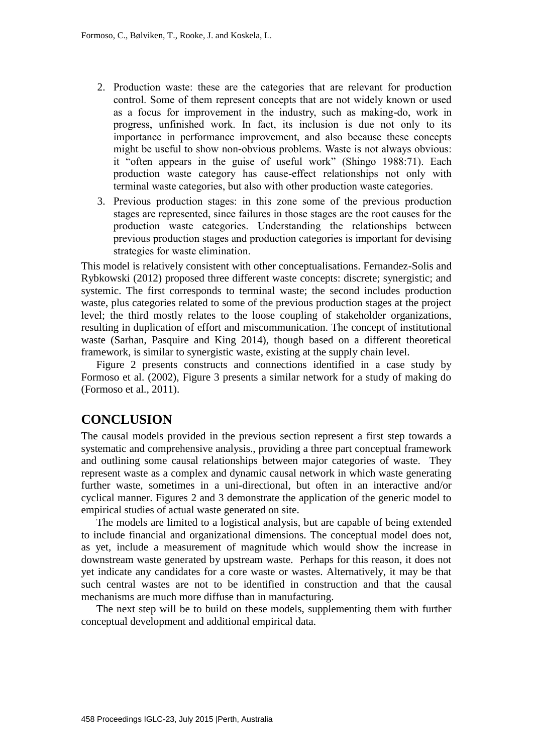2. Production waste: these are the categories that are relevant for production control. Some of them represent concepts that are not widely known or used as a focus for improvement in the industry, such as making-do, work in progress, unfinished work. In fact, its inclusion is due not only to its importance in performance improvement, and also because these concepts might be useful to show non-obvious problems. Waste is not always obvious: it "often appears in the guise of useful work" (Shingo 1988:71). Each production waste category has cause-effect relationships not only with terminal waste categories, but also with other production waste categories.
3. Previous production stages: in this zone some of the previous production stages are represented, since failures in those stages are the root causes for the production waste categories. Understanding the relationships between previous production stages and production categories is important for devising strategies for waste elimination.

This model is relatively consistent with other conceptualisations. Fernandez-Solis and Rybkowski (2012) proposed three different waste concepts: discrete; synergistic; and systemic. The first corresponds to terminal waste; the second includes production waste, plus categories related to some of the previous production stages at the project level; the third mostly relates to the loose coupling of stakeholder organizations, resulting in duplication of effort and miscommunication. The concept of institutional waste (Sarhan, Pasquire and King 2014), though based on a different theoretical framework, is similar to synergistic waste, existing at the supply chain level.

Figure 2 presents constructs and connections identified in a case study by Formoso et al. (2002), Figure 3 presents a similar network for a study of making do (Formoso et al., 2011).

## CONCLUSION

The causal models provided in the previous section represent a first step towards a systematic and comprehensive analysis., providing a three part conceptual framework and outlining some causal relationships between major categories of waste. They represent waste as a complex and dynamic causal network in which waste generating further waste, sometimes in a uni-directional, but often in an interactive and/or cyclical manner. Figures 2 and 3 demonstrate the application of the generic model to empirical studies of actual waste generated on site.

The models are limited to a logistical analysis, but are capable of being extended to include financial and organizational dimensions. The conceptual model does not, as yet, include a measurement of magnitude which would show the increase in downstream waste generated by upstream waste. Perhaps for this reason, it does not yet indicate any candidates for a core waste or wastes. Alternatively, it may be that such central wastes are not to be identified in construction and that the causal mechanisms are much more diffuse than in manufacturing.

The next step will be to build on these models, supplementing them with further conceptual development and additional empirical data.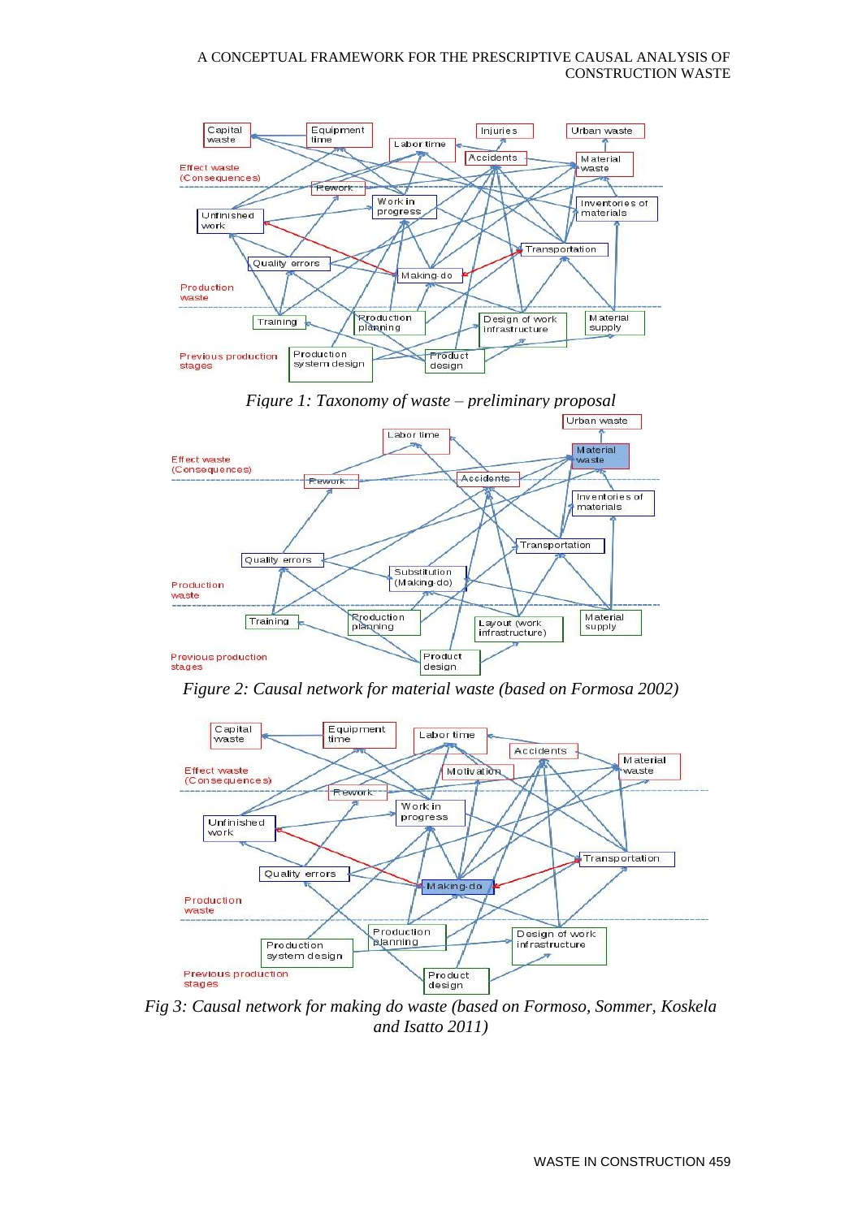*Figure 1: Taxonomy of waste – preliminary proposal*

*Figure 2: Causal network for material waste (based on Formosa 2002)*

*Fig 3: Causal network for making do waste (based on Formoso, Sommer, Koskela and Isatto 2011)*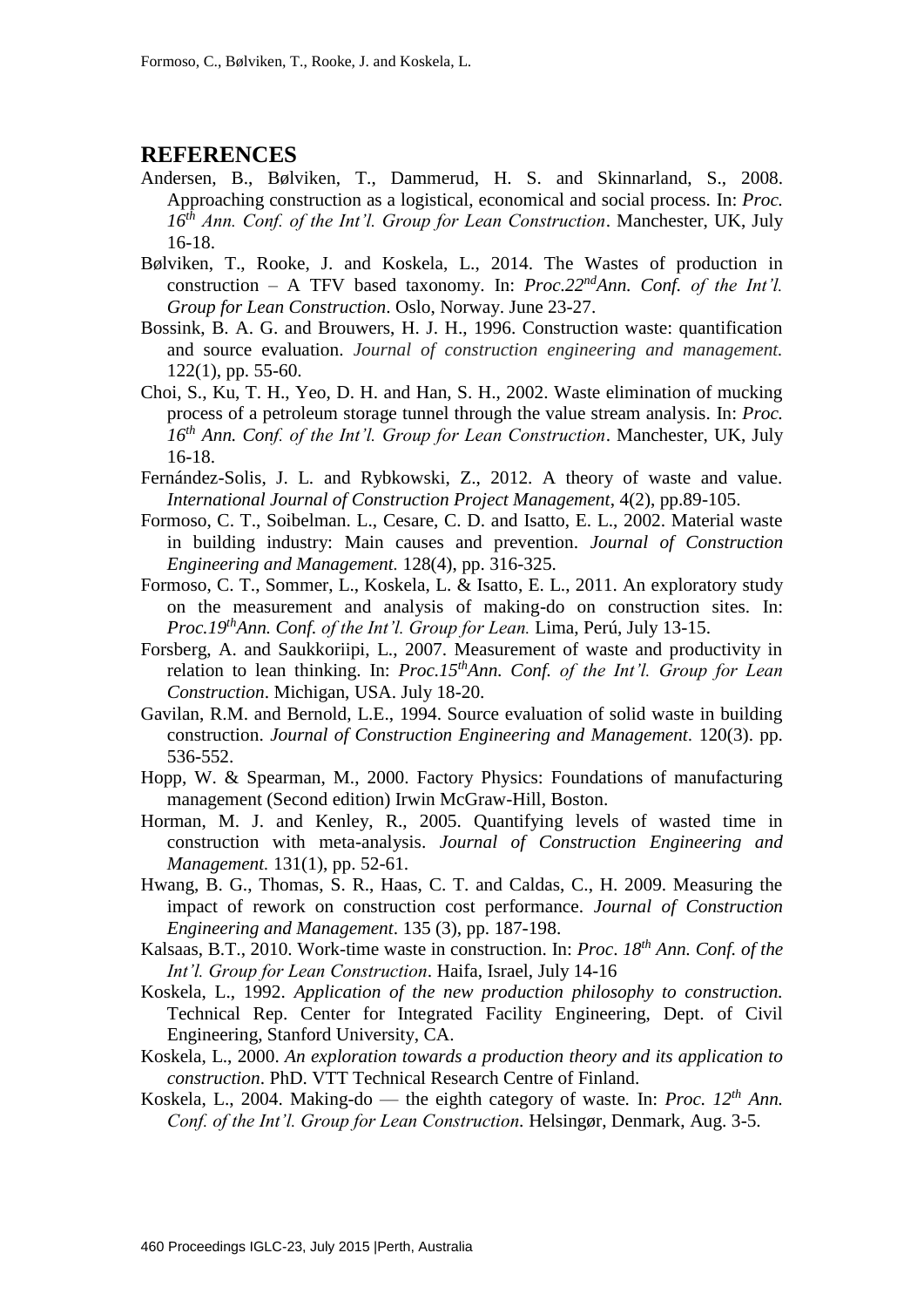## REFERENCES

Andersen, B., Bølviken, T., Dammerud, H. S. and Skinnarland, S., 2008. Approaching construction as a logistical, economical and social process. In: *Proc. 16th Ann. Conf. of the Int'l. Group for Lean Construction*. Manchester, UK, July 16-18.

Bølviken, T., Rooke, J. and Koskela, L., 2014. The Wastes of production in construction – A TFV based taxonomy. In: *Proc.22ndAnn. Conf. of the Int'l. Group for Lean Construction*. Oslo, Norway. June 23-27.

Bossink, B. A. G. and Brouwers, H. J. H., 1996. Construction waste: quantification and source evaluation. *Journal of construction engineering and management.* 122(1), pp. 55-60.

Choi, S., Ku, T. H., Yeo, D. H. and Han, S. H., 2002. Waste elimination of mucking process of a petroleum storage tunnel through the value stream analysis. In: *Proc. 16th Ann. Conf. of the Int'l. Group for Lean Construction*. Manchester, UK, July 16-18.

Fernández-Solis, J. L. and Rybkowski, Z., 2012. A theory of waste and value. *International Journal of Construction Project Management*, 4(2), pp.89-105.

Formoso, C. T., Soibelman. L., Cesare, C. D. and Isatto, E. L., 2002. Material waste in building industry: Main causes and prevention. *Journal of Construction Engineering and Management.* 128(4), pp. 316-325.

Formoso, C. T., Sommer, L., Koskela, L. & Isatto, E. L., 2011. An exploratory study on the measurement and analysis of making-do on construction sites. In: *Proc.19thAnn. Conf. of the Int'l. Group for Lean.* Lima, Perú, July 13-15.

Forsberg, A. and Saukkoriipi, L., 2007. Measurement of waste and productivity in relation to lean thinking. In: *Proc.15thAnn. Conf. of the Int'l. Group for Lean Construction*. Michigan, USA. July 18-20.

Gavilan, R.M. and Bernold, L.E., 1994. Source evaluation of solid waste in building construction. *Journal of Construction Engineering and Management*. 120(3). pp. 536-552.

Hopp, W. & Spearman, M., 2000. Factory Physics: Foundations of manufacturing management (Second edition) Irwin McGraw-Hill, Boston.

Horman, M. J. and Kenley, R., 2005. Quantifying levels of wasted time in construction with meta-analysis. *Journal of Construction Engineering and Management.* 131(1), pp. 52-61.

Hwang, B. G., Thomas, S. R., Haas, C. T. and Caldas, C., H. 2009. Measuring the impact of rework on construction cost performance. *Journal of Construction Engineering and Management*. 135 (3), pp. 187-198.

Kalsaas, B.T., 2010. Work-time waste in construction. In: *Proc. 18th Ann. Conf. of the Int'l. Group for Lean Construction*. Haifa, Israel, July 14-16

Koskela, L., 1992. *Application of the new production philosophy to construction.* Technical Rep. Center for Integrated Facility Engineering, Dept. of Civil Engineering, Stanford University, CA.

Koskela, L., 2000. *An exploration towards a production theory and its application to construction*. PhD. VTT Technical Research Centre of Finland.

Koskela, L., 2004. Making-do — the eighth category of waste. In: *Proc. 12th Ann. Conf. of the Int'l. Group for Lean Construction*. Helsingør, Denmark, Aug. 3-5.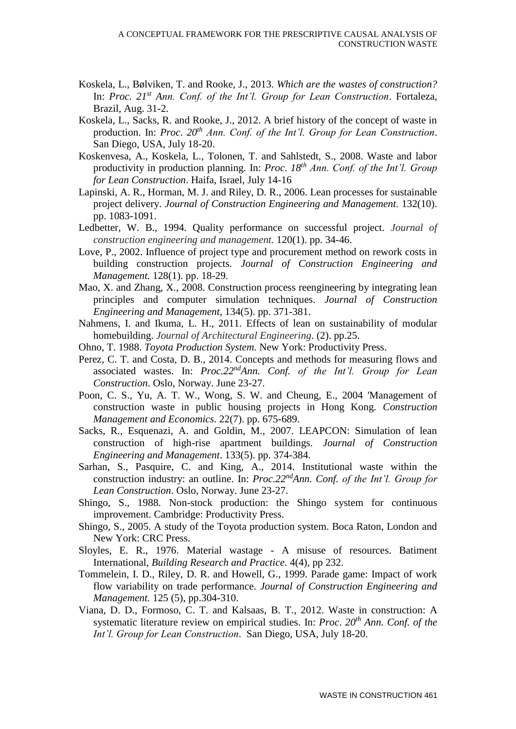Koskela, L., Bølviken, T. and Rooke, J., 2013. *Which are the wastes of construction?* In: *Proc. 21st Ann. Conf. of the Int'l. Group for Lean Construction*. Fortaleza, Brazil, Aug. 31-2.

Koskela, L., Sacks, R. and Rooke, J., 2012. A brief history of the concept of waste in production. In: *Proc. 20th Ann. Conf. of the Int'l. Group for Lean Construction*. San Diego, USA, July 18-20.

Koskenvesa, A., Koskela, L., Tolonen, T. and Sahlstedt, S., 2008. Waste and labor productivity in production planning. In: *Proc. 18th Ann. Conf. of the Int'l. Group for Lean Construction*. Haifa, Israel, July 14-16

Lapinski, A. R., Horman, M. J. and Riley, D. R., 2006. Lean processes for sustainable project delivery. *Journal of Construction Engineering and Management*. 132(10). pp. 1083-1091.

Ledbetter, W. B., 1994. Quality performance on successful project. *Journal of construction engineering and management.* 120(1). pp. 34-46.

Love, P., 2002. Influence of project type and procurement method on rework costs in building construction projects. *Journal of Construction Engineering and Management.* 128(1). pp. 18-29.

Mao, X. and Zhang, X., 2008. Construction process reengineering by integrating lean principles and computer simulation techniques. *Journal of Construction Engineering and Management,* 134(5). pp. 371-381.

Nahmens, I. and Ikuma, L. H., 2011. Effects of lean on sustainability of modular homebuilding. *Journal of Architectural Engineering*. (2). pp.25.

Ohno, T. 1988. *Toyota Production System.* New York: Productivity Press.

Perez, C. T. and Costa, D. B., 2014. Concepts and methods for measuring flows and associated wastes. In: *Proc.22ndAnn. Conf. of the Int'l. Group for Lean Construction*. Oslo, Norway. June 23-27.

Poon, C. S., Yu, A. T. W., Wong, S. W. and Cheung, E., 2004 'Management of construction waste in public housing projects in Hong Kong. *Construction Management and Economics*. 22(7). pp. 675-689.

Sacks, R., Esquenazi, A. and Goldin, M., 2007. LEAPCON: Simulation of lean construction of high-rise apartment buildings. *Journal of Construction Engineering and Management*. 133(5). pp. 374-384.

Sarhan, S., Pasquire, C. and King, A., 2014. Institutional waste within the construction industry: an outline. In: *Proc.22ndAnn. Conf. of the Int'l. Group for Lean Construction*. Oslo, Norway. June 23-27.

Shingo, S., 1988. Non-stock production: the Shingo system for continuous improvement. Cambridge: Productivity Press.

Shingo, S., 2005. A study of the Toyota production system. Boca Raton, London and New York: CRC Press.

Sloyles, E. R., 1976. Material wastage - A misuse of resources. Batiment International, *Building Research and Practice*. 4(4), pp 232.

Tommelein, I. D., Riley, D. R. and Howell, G., 1999. Parade game: Impact of work flow variability on trade performance. *Journal of Construction Engineering and Management.* 125 (5), pp.304-310.

Viana, D. D., Formoso, C. T. and Kalsaas, B. T., 2012. Waste in construction: A systematic literature review on empirical studies. In: *Proc. 20th Ann. Conf. of the Int'l. Group for Lean Construction*. San Diego, USA, July 18-20.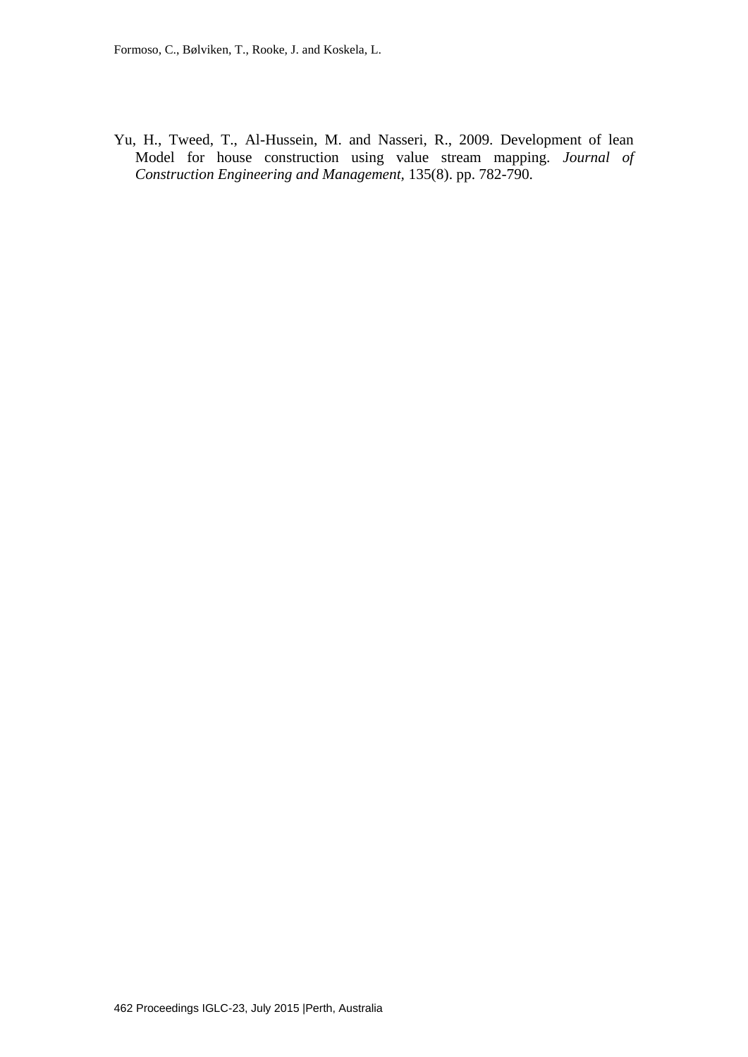Yu, H., Tweed, T., Al-Hussein, M. and Nasseri, R., 2009. Development of lean Model for house construction using value stream mapping. *Journal of Construction Engineering and Management*, 135(8). pp. 782-790.